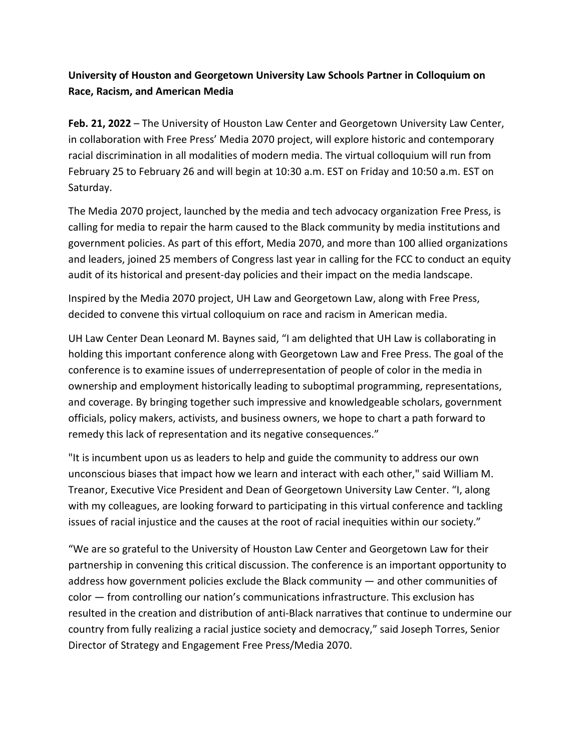**University of Houston and Georgetown University Law Schools Partner in Colloquium on Race, Racism, and American Media**

**Feb. 21, 2022** – The University of Houston Law Center and Georgetown University Law Center, in collaboration with Free Press' Media 2070 project, will explore historic and contemporary racial discrimination in all modalities of modern media. The virtual colloquium will run from February 25 to February 26 and will begin at 10:30 a.m. EST on Friday and 10:50 a.m. EST on Saturday.

The Media 2070 project, launched by the media and tech advocacy organization Free Press, is calling for media to repair the harm caused to the Black community by media institutions and government policies. As part of this effort, Media 2070, and more than 100 allied organizations and leaders, joined 25 members of Congress last year in calling for the FCC to conduct an equity audit of its historical and present-day policies and their impact on the media landscape.

Inspired by the Media 2070 project, UH Law and Georgetown Law, along with Free Press, decided to convene this virtual colloquium on race and racism in American media.

UH Law Center Dean Leonard M. Baynes said, "I am delighted that UH Law is collaborating in holding this important conference along with Georgetown Law and Free Press. The goal of the conference is to examine issues of underrepresentation of people of color in the media in ownership and employment historically leading to suboptimal programming, representations, and coverage. By bringing together such impressive and knowledgeable scholars, government officials, policy makers, activists, and business owners, we hope to chart a path forward to remedy this lack of representation and its negative consequences."

"It is incumbent upon us as leaders to help and guide the community to address our own unconscious biases that impact how we learn and interact with each other," said William M. Treanor, Executive Vice President and Dean of Georgetown University Law Center. "I, along with my colleagues, are looking forward to participating in this virtual conference and tackling issues of racial injustice and the causes at the root of racial inequities within our society."

"We are so grateful to the University of Houston Law Center and Georgetown Law for their partnership in convening this critical discussion. The conference is an important opportunity to address how government policies exclude the Black community — and other communities of color — from controlling our nation's communications infrastructure. This exclusion has resulted in the creation and distribution of anti-Black narratives that continue to undermine our country from fully realizing a racial justice society and democracy," said Joseph Torres, Senior Director of Strategy and Engagement Free Press/Media 2070.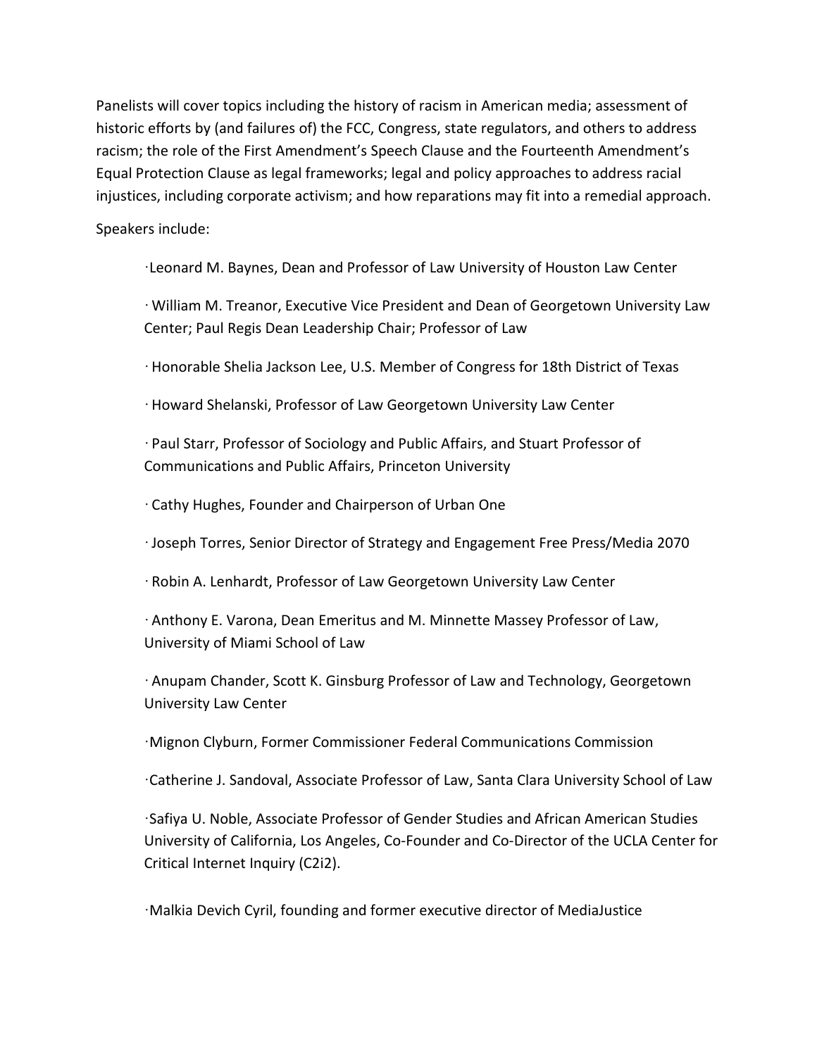Panelists will cover topics including the history of racism in American media; assessment of historic efforts by (and failures of) the FCC, Congress, state regulators, and others to address racism; the role of the First Amendment's Speech Clause and the Fourteenth Amendment's Equal Protection Clause as legal frameworks; legal and policy approaches to address racial injustices, including corporate activism; and how reparations may fit into a remedial approach.

Speakers include:

- Leonard M. Baynes, Dean and Professor of Law University of Houston Law Center
- William M. Treanor, Executive Vice President and Dean of Georgetown University Law Center; Paul Regis Dean Leadership Chair; Professor of Law
- Honorable Shelia Jackson Lee, U.S. Member of Congress for 18th District of Texas
- Howard Shelanski, Professor of Law Georgetown University Law Center
- Paul Starr, Professor of Sociology and Public Affairs, and Stuart Professor of Communications and Public Affairs, Princeton University
- Cathy Hughes, Founder and Chairperson of Urban One
- Joseph Torres, Senior Director of Strategy and Engagement Free Press/Media 2070
- Robin A. Lenhardt, Professor of Law Georgetown University Law Center
- Anthony E. Varona, Dean Emeritus and M. Minnette Massey Professor of Law, University of Miami School of Law
- Anupam Chander, Scott K. Ginsburg Professor of Law and Technology, Georgetown University Law Center
- Mignon Clyburn, Former Commissioner Federal Communications Commission
- Catherine J. Sandoval, Associate Professor of Law, Santa Clara University School of Law
- Safiya U. Noble, Associate Professor of Gender Studies and African American Studies University of California, Los Angeles, Co-Founder and Co-Director of the UCLA Center for Critical Internet Inquiry (C2i2).
- Malkia Devich Cyril, founding and former executive director of MediaJustice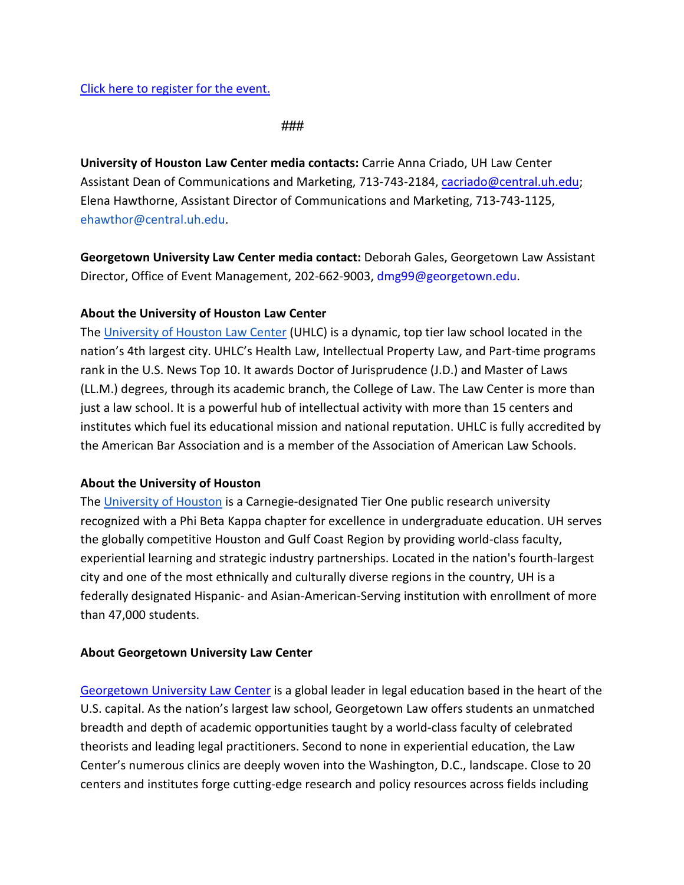Click here to register for the event.

###

**University of Houston Law Center media contacts:** Carrie Anna Criado, UH Law Center Assistant Dean of Communications and Marketing, 713-743-2184, cacriado@central.uh.edu; Elena Hawthorne, Assistant Director of Communications and Marketing, 713-743-1125, ehawthor@central.uh.edu.

**Georgetown University Law Center media contact:** Deborah Gales, Georgetown Law Assistant Director, Office of Event Management, 202-662-9003, dmg99@georgetown.edu.

**About the University of Houston Law Center**

The University of Houston Law Center (UHLC) is a dynamic, top tier law school located in the nation's 4th largest city. UHLC's Health Law, Intellectual Property Law, and Part-time programs rank in the U.S. News Top 10. It awards Doctor of Jurisprudence (J.D.) and Master of Laws (LL.M.) degrees, through its academic branch, the College of Law. The Law Center is more than just a law school. It is a powerful hub of intellectual activity with more than 15 centers and institutes which fuel its educational mission and national reputation. UHLC is fully accredited by the American Bar Association and is a member of the Association of American Law Schools.

**About the University of Houston**

The University of Houston is a Carnegie-designated Tier One public research university recognized with a Phi Beta Kappa chapter for excellence in undergraduate education. UH serves the globally competitive Houston and Gulf Coast Region by providing world-class faculty, experiential learning and strategic industry partnerships. Located in the nation's fourth-largest city and one of the most ethnically and culturally diverse regions in the country, UH is a federally designated Hispanic- and Asian-American-Serving institution with enrollment of more than 47,000 students.

**About Georgetown University Law Center**

Georgetown University Law Center is a global leader in legal education based in the heart of the U.S. capital. As the nation's largest law school, Georgetown Law offers students an unmatched breadth and depth of academic opportunities taught by a world-class faculty of celebrated theorists and leading legal practitioners. Second to none in experiential education, the Law Center's numerous clinics are deeply woven into the Washington, D.C., landscape. Close to 20 centers and institutes forge cutting-edge research and policy resources across fields including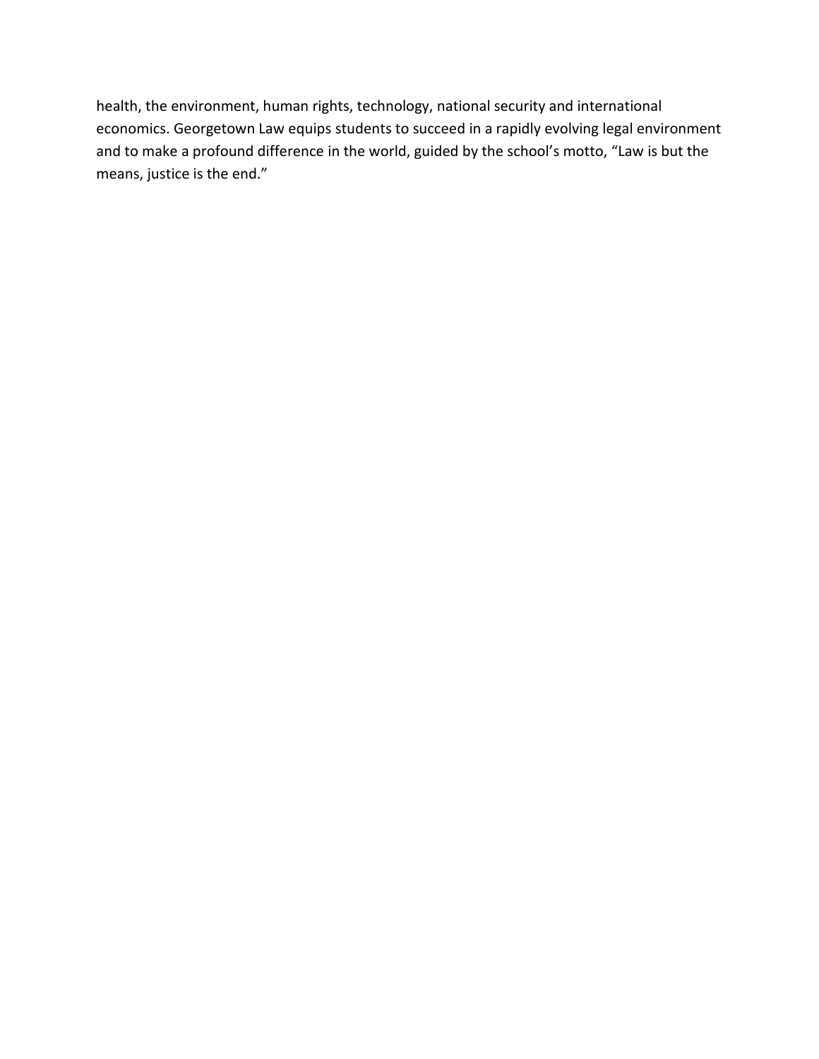health, the environment, human rights, technology, national security and international economics. Georgetown Law equips students to succeed in a rapidly evolving legal environment and to make a profound difference in the world, guided by the school's motto, "Law is but the means, justice is the end."